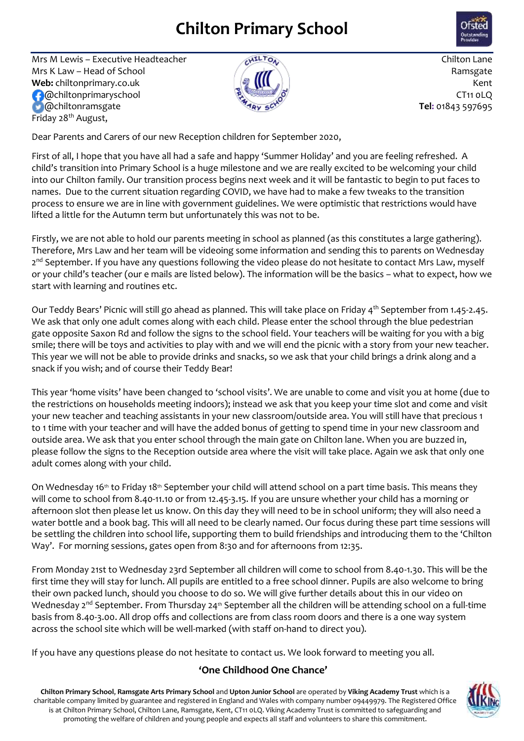# Chilton Primary School

Mrs M Lewis – Executive Headteacher
Mrs K Law – Head of School
**Web:** chiltonprimary.co.uk
@chiltonprimaryschool
@chiltonramsgate
Friday 28th August,

Chilton Lane
Ramsgate
Kent
CT11 0LQ
**Tel:** 01843 597695

Dear Parents and Carers of our new Reception children for September 2020,

First of all, I hope that you have all had a safe and happy 'Summer Holiday' and you are feeling refreshed. A child's transition into Primary School is a huge milestone and we are really excited to be welcoming your child into our Chilton family. Our transition process begins next week and it will be fantastic to begin to put faces to names. Due to the current situation regarding COVID, we have had to make a few tweaks to the transition process to ensure we are in line with government guidelines. We were optimistic that restrictions would have lifted a little for the Autumn term but unfortunately this was not to be.

Firstly, we are not able to hold our parents meeting in school as planned (as this constitutes a large gathering). Therefore, Mrs Law and her team will be videoing some information and sending this to parents on Wednesday 2nd September. If you have any questions following the video please do not hesitate to contact Mrs Law, myself or your child's teacher (our e mails are listed below). The information will be the basics – what to expect, how we start with learning and routines etc.

Our Teddy Bears' Picnic will still go ahead as planned. This will take place on Friday 4th September from 1.45-2.45. We ask that only one adult comes along with each child. Please enter the school through the blue pedestrian gate opposite Saxon Rd and follow the signs to the school field. Your teachers will be waiting for you with a big smile; there will be toys and activities to play with and we will end the picnic with a story from your new teacher. This year we will not be able to provide drinks and snacks, so we ask that your child brings a drink along and a snack if you wish; and of course their Teddy Bear!

This year 'home visits' have been changed to 'school visits'. We are unable to come and visit you at home (due to the restrictions on households meeting indoors); instead we ask that you keep your time slot and come and visit your new teacher and teaching assistants in your new classroom/outside area. You will still have that precious 1 to 1 time with your teacher and will have the added bonus of getting to spend time in your new classroom and outside area. We ask that you enter school through the main gate on Chilton lane. When you are buzzed in, please follow the signs to the Reception outside area where the visit will take place. Again we ask that only one adult comes along with your child.

On Wednesday 16th to Friday 18th September your child will attend school on a part time basis. This means they will come to school from 8.40-11.10 or from 12.45-3.15. If you are unsure whether your child has a morning or afternoon slot then please let us know. On this day they will need to be in school uniform; they will also need a water bottle and a book bag. This will all need to be clearly named. Our focus during these part time sessions will be settling the children into school life, supporting them to build friendships and introducing them to the 'Chilton Way'. For morning sessions, gates open from 8:30 and for afternoons from 12:35.

From Monday 21st to Wednesday 23rd September all children will come to school from 8.40-1.30. This will be the first time they will stay for lunch. All pupils are entitled to a free school dinner. Pupils are also welcome to bring their own packed lunch, should you choose to do so. We will give further details about this in our video on Wednesday 2nd September. From Thursday 24th September all the children will be attending school on a full-time basis from 8.40-3.00. All drop offs and collections are from class room doors and there is a one way system across the school site which will be well-marked (with staff on-hand to direct you).

If you have any questions please do not hesitate to contact us. We look forward to meeting you all.

**'One Childhood One Chance'**

**Chilton Primary School**, **Ramsgate Arts Primary School** and **Upton Junior School** are operated by **Viking Academy Trust** which is a charitable company limited by guarantee and registered in England and Wales with company number 09449979. The Registered Office is at Chilton Primary School, Chilton Lane, Ramsgate, Kent, CT11 0LQ. Viking Academy Trust is committed to safeguarding and promoting the welfare of children and young people and expects all staff and volunteers to share this commitment.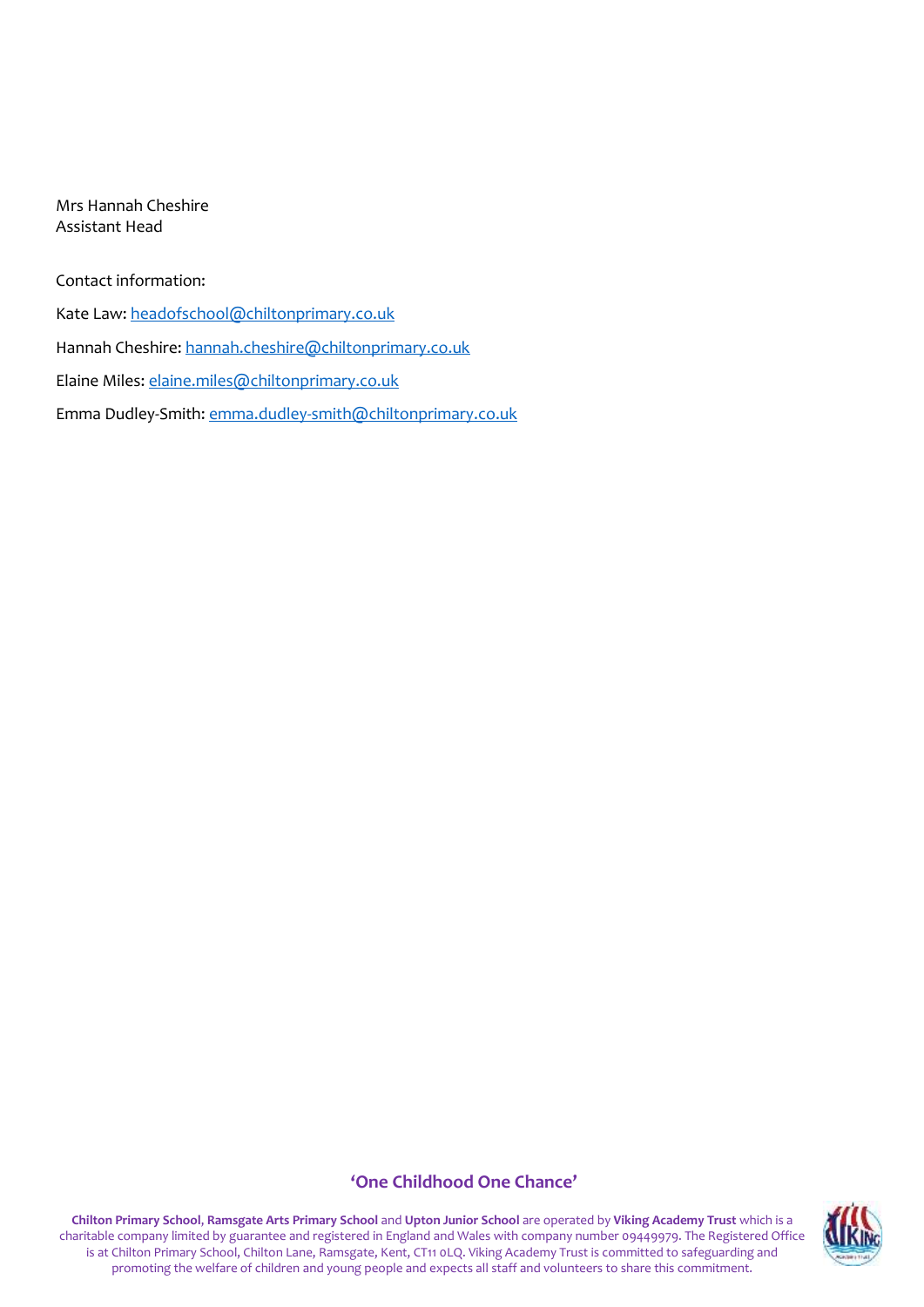Mrs Hannah Cheshire
Assistant Head

Contact information:

Kate Law: headofschool@chiltonprimary.co.uk

Hannah Cheshire: hannah.cheshire@chiltonprimary.co.uk

Elaine Miles: elaine.miles@chiltonprimary.co.uk

Emma Dudley-Smith: emma.dudley-smith@chiltonprimary.co.uk

**'One Childhood One Chance'**

**Chilton Primary School**, **Ramsgate Arts Primary School** and **Upton Junior School** are operated by **Viking Academy Trust** which is a charitable company limited by guarantee and registered in England and Wales with company number 09449979. The Registered Office is at Chilton Primary School, Chilton Lane, Ramsgate, Kent, CT11 0LQ. Viking Academy Trust is committed to safeguarding and promoting the welfare of children and young people and expects all staff and volunteers to share this commitment.